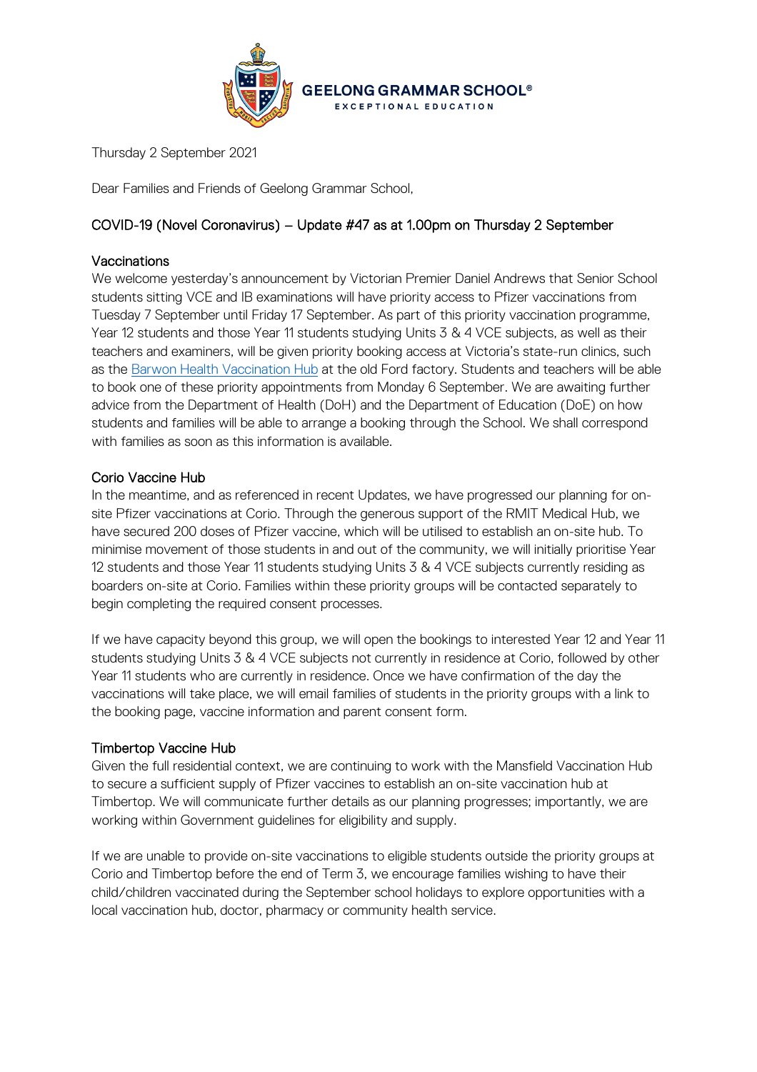GEELONG GRAMMAR SCHOOL®
EXCEPTIONAL EDUCATION

Thursday 2 September 2021

Dear Families and Friends of Geelong Grammar School,

## COVID-19 (Novel Coronavirus) – Update #47 as at 1.00pm on Thursday 2 September

### Vaccinations

We welcome yesterday's announcement by Victorian Premier Daniel Andrews that Senior School students sitting VCE and IB examinations will have priority access to Pfizer vaccinations from Tuesday 7 September until Friday 17 September. As part of this priority vaccination programme, Year 12 students and those Year 11 students studying Units 3 & 4 VCE subjects, as well as their teachers and examiners, will be given priority booking access at Victoria's state-run clinics, such as the Barwon Health Vaccination Hub at the old Ford factory. Students and teachers will be able to book one of these priority appointments from Monday 6 September. We are awaiting further advice from the Department of Health (DoH) and the Department of Education (DoE) on how students and families will be able to arrange a booking through the School. We shall correspond with families as soon as this information is available.

### Corio Vaccine Hub

In the meantime, and as referenced in recent Updates, we have progressed our planning for on-site Pfizer vaccinations at Corio. Through the generous support of the RMIT Medical Hub, we have secured 200 doses of Pfizer vaccine, which will be utilised to establish an on-site hub. To minimise movement of those students in and out of the community, we will initially prioritise Year 12 students and those Year 11 students studying Units 3 & 4 VCE subjects currently residing as boarders on-site at Corio. Families within these priority groups will be contacted separately to begin completing the required consent processes.

If we have capacity beyond this group, we will open the bookings to interested Year 12 and Year 11 students studying Units 3 & 4 VCE subjects not currently in residence at Corio, followed by other Year 11 students who are currently in residence. Once we have confirmation of the day the vaccinations will take place, we will email families of students in the priority groups with a link to the booking page, vaccine information and parent consent form.

### Timbertop Vaccine Hub

Given the full residential context, we are continuing to work with the Mansfield Vaccination Hub to secure a sufficient supply of Pfizer vaccines to establish an on-site vaccination hub at Timbertop. We will communicate further details as our planning progresses; importantly, we are working within Government guidelines for eligibility and supply.

If we are unable to provide on-site vaccinations to eligible students outside the priority groups at Corio and Timbertop before the end of Term 3, we encourage families wishing to have their child/children vaccinated during the September school holidays to explore opportunities with a local vaccination hub, doctor, pharmacy or community health service.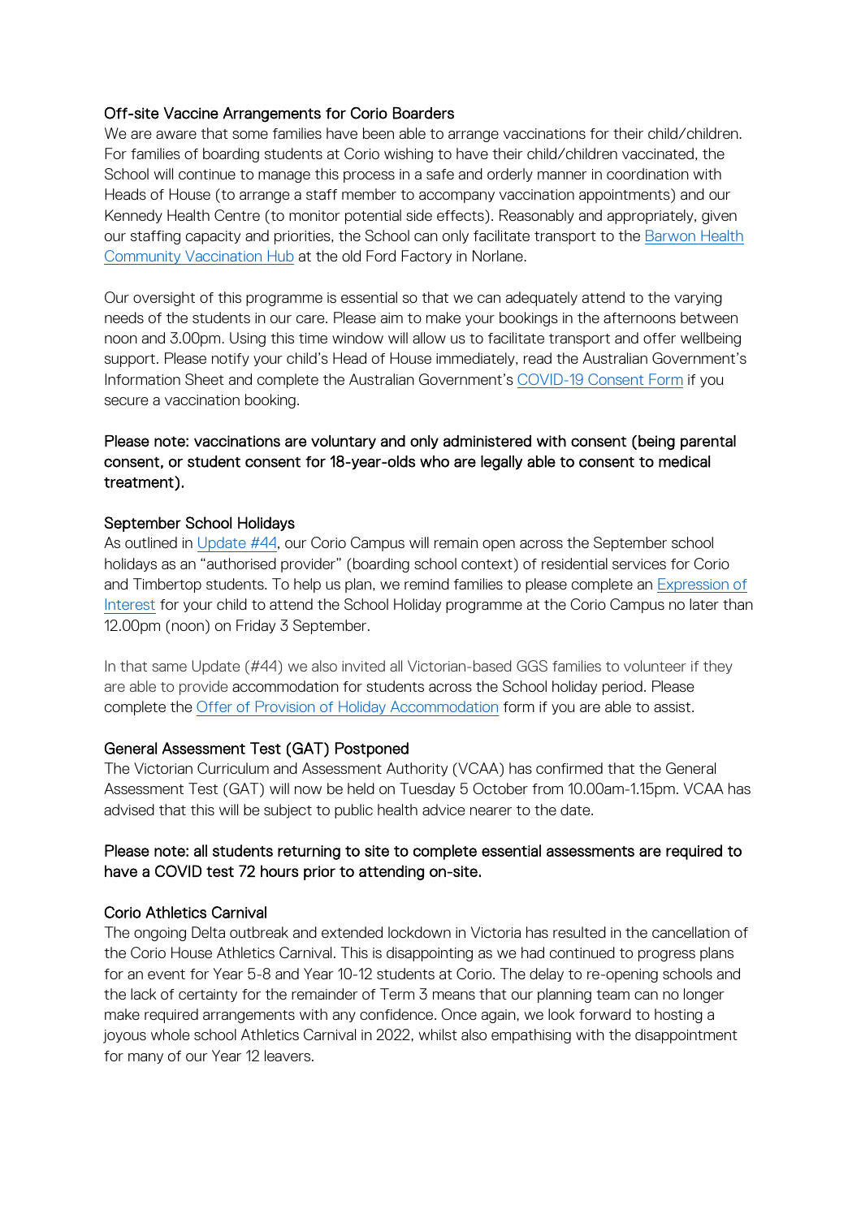### Off-site Vaccine Arrangements for Corio Boarders

We are aware that some families have been able to arrange vaccinations for their child/children. For families of boarding students at Corio wishing to have their child/children vaccinated, the School will continue to manage this process in a safe and orderly manner in coordination with Heads of House (to arrange a staff member to accompany vaccination appointments) and our Kennedy Health Centre (to monitor potential side effects). Reasonably and appropriately, given our staffing capacity and priorities, the School can only facilitate transport to the Barwon Health Community Vaccination Hub at the old Ford Factory in Norlane.

Our oversight of this programme is essential so that we can adequately attend to the varying needs of the students in our care. Please aim to make your bookings in the afternoons between noon and 3.00pm. Using this time window will allow us to facilitate transport and offer wellbeing support. Please notify your child's Head of House immediately, read the Australian Government's Information Sheet and complete the Australian Government's COVID-19 Consent Form if you secure a vaccination booking.

**Please note: vaccinations are voluntary and only administered with consent (being parental consent, or student consent for 18-year-olds who are legally able to consent to medical treatment).**

### September School Holidays

As outlined in Update #44, our Corio Campus will remain open across the September school holidays as an "authorised provider" (boarding school context) of residential services for Corio and Timbertop students. To help us plan, we remind families to please complete an Expression of Interest for your child to attend the School Holiday programme at the Corio Campus no later than 12.00pm (noon) on Friday 3 September.

In that same Update (#44) we also invited all Victorian-based GGS families to volunteer if they are able to provide accommodation for students across the School holiday period. Please complete the Offer of Provision of Holiday Accommodation form if you are able to assist.

### General Assessment Test (GAT) Postponed

The Victorian Curriculum and Assessment Authority (VCAA) has confirmed that the General Assessment Test (GAT) will now be held on Tuesday 5 October from 10.00am-1.15pm. VCAA has advised that this will be subject to public health advice nearer to the date.

**Please note: all students returning to site to complete essential assessments are required to have a COVID test 72 hours prior to attending on-site.**

### Corio Athletics Carnival

The ongoing Delta outbreak and extended lockdown in Victoria has resulted in the cancellation of the Corio House Athletics Carnival. This is disappointing as we had continued to progress plans for an event for Year 5-8 and Year 10-12 students at Corio. The delay to re-opening schools and the lack of certainty for the remainder of Term 3 means that our planning team can no longer make required arrangements with any confidence. Once again, we look forward to hosting a joyous whole school Athletics Carnival in 2022, whilst also empathising with the disappointment for many of our Year 12 leavers.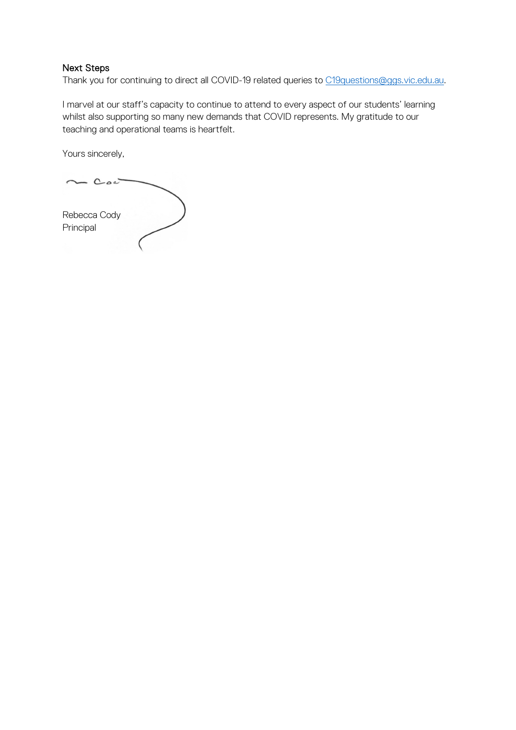## Next Steps

Thank you for continuing to direct all COVID-19 related queries to C19questions@ggs.vic.edu.au.

I marvel at our staff's capacity to continue to attend to every aspect of our students' learning whilst also supporting so many new demands that COVID represents. My gratitude to our teaching and operational teams is heartfelt.

Yours sincerely,

Rebecca Cody
Principal